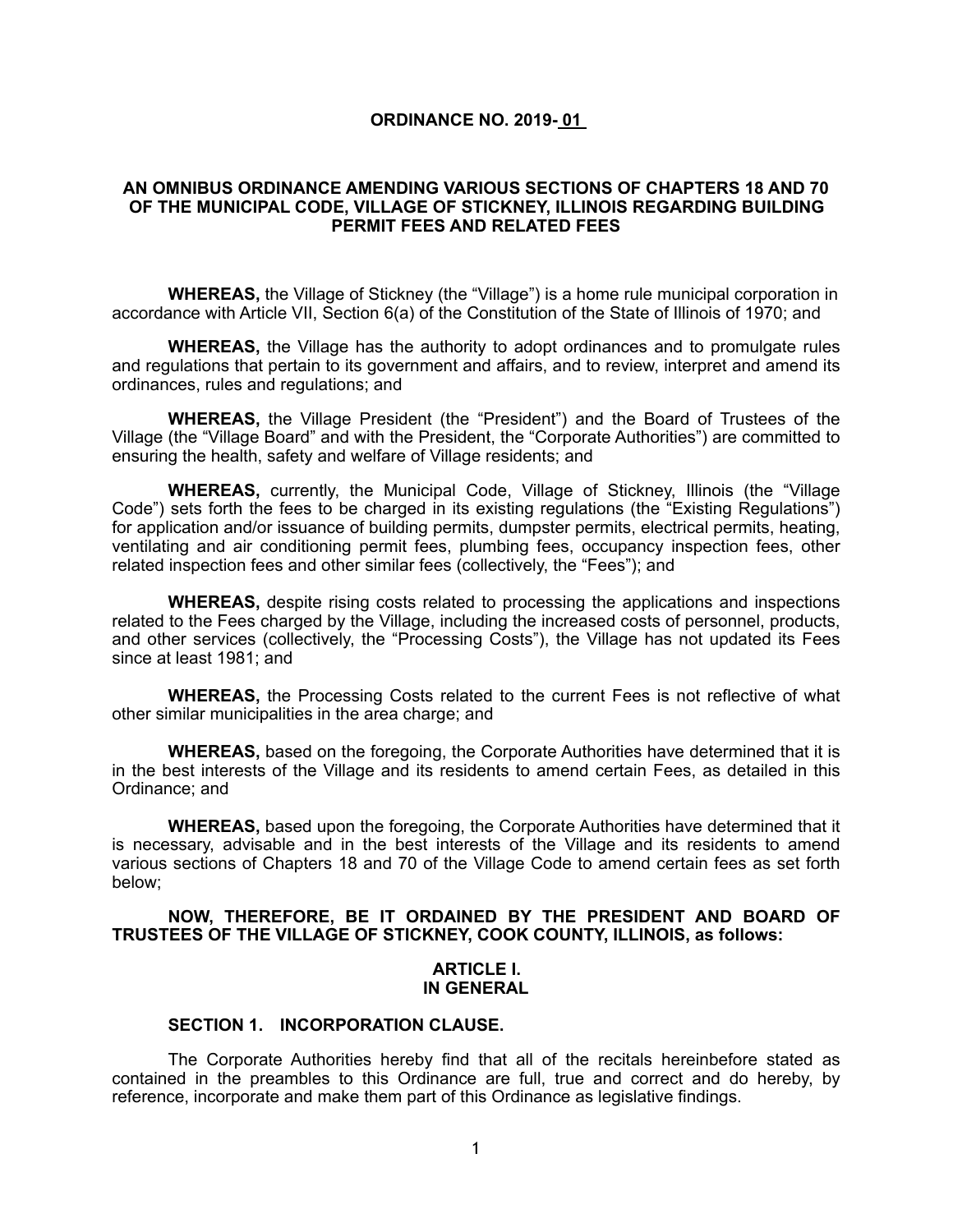# ORDINANCE NO. 2019- 01

## AN OMNIBUS ORDINANCE AMENDING VARIOUS SECTIONS OF CHAPTERS 18 AND 70 OF THE MUNICIPAL CODE, VILLAGE OF STICKNEY, ILLINOIS REGARDING BUILDING PERMIT FEES AND RELATED FEES

**WHEREAS,** the Village of Stickney (the "Village") is a home rule municipal corporation in accordance with Article VII, Section 6(a) of the Constitution of the State of Illinois of 1970; and

**WHEREAS,** the Village has the authority to adopt ordinances and to promulgate rules and regulations that pertain to its government and affairs, and to review, interpret and amend its ordinances, rules and regulations; and

**WHEREAS,** the Village President (the "President") and the Board of Trustees of the Village (the "Village Board" and with the President, the "Corporate Authorities") are committed to ensuring the health, safety and welfare of Village residents; and

**WHEREAS,** currently, the Municipal Code, Village of Stickney, Illinois (the "Village Code") sets forth the fees to be charged in its existing regulations (the "Existing Regulations") for application and/or issuance of building permits, dumpster permits, electrical permits, heating, ventilating and air conditioning permit fees, plumbing fees, occupancy inspection fees, other related inspection fees and other similar fees (collectively, the "Fees"); and

**WHEREAS,** despite rising costs related to processing the applications and inspections related to the Fees charged by the Village, including the increased costs of personnel, products, and other services (collectively, the "Processing Costs"), the Village has not updated its Fees since at least 1981; and

**WHEREAS,** the Processing Costs related to the current Fees is not reflective of what other similar municipalities in the area charge; and

**WHEREAS,** based on the foregoing, the Corporate Authorities have determined that it is in the best interests of the Village and its residents to amend certain Fees, as detailed in this Ordinance; and

**WHEREAS,** based upon the foregoing, the Corporate Authorities have determined that it is necessary, advisable and in the best interests of the Village and its residents to amend various sections of Chapters 18 and 70 of the Village Code to amend certain fees as set forth below;

**NOW, THEREFORE, BE IT ORDAINED BY THE PRESIDENT AND BOARD OF TRUSTEES OF THE VILLAGE OF STICKNEY, COOK COUNTY, ILLINOIS, as follows:**

## ARTICLE I. IN GENERAL

### SECTION 1. INCORPORATION CLAUSE.

The Corporate Authorities hereby find that all of the recitals hereinbefore stated as contained in the preambles to this Ordinance are full, true and correct and do hereby, by reference, incorporate and make them part of this Ordinance as legislative findings.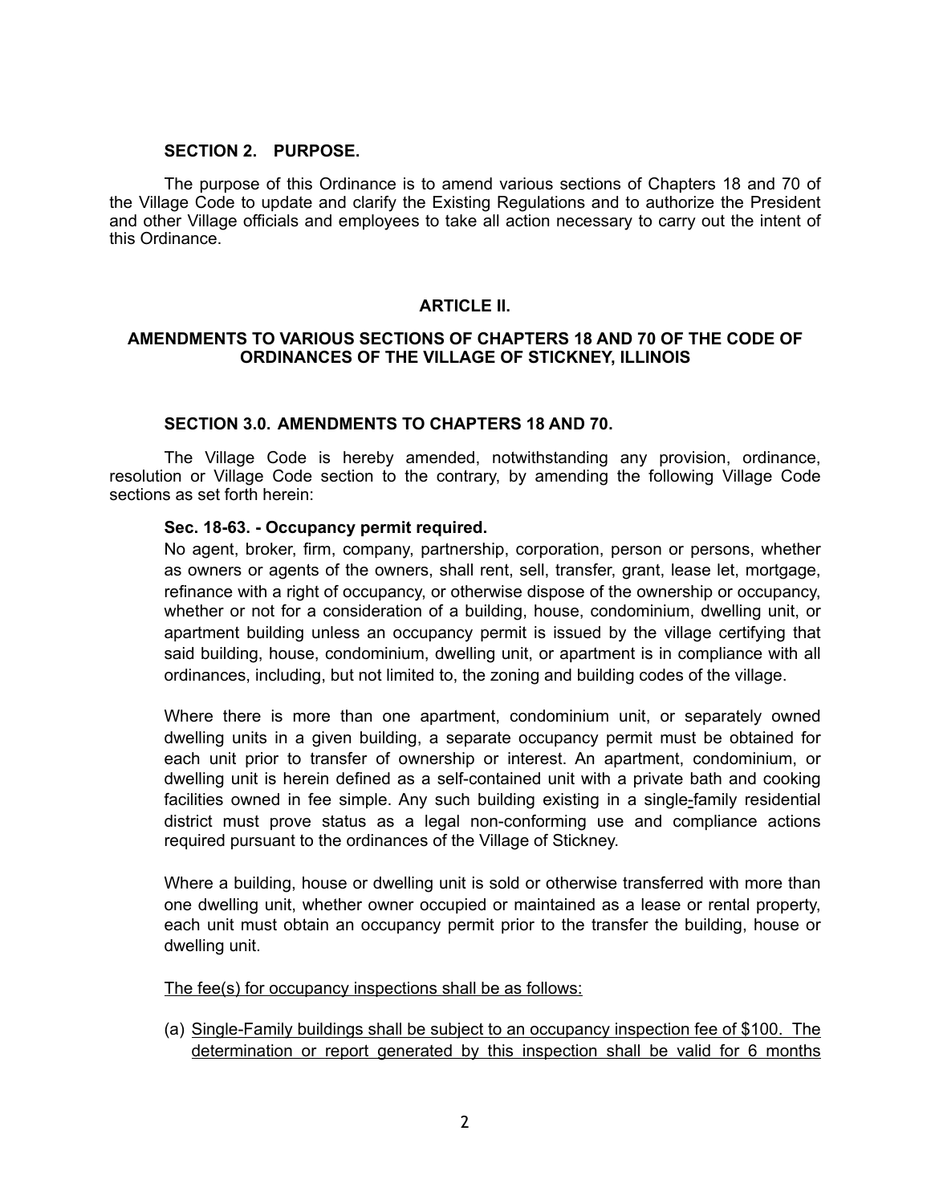**SECTION 2. PURPOSE.**

The purpose of this Ordinance is to amend various sections of Chapters 18 and 70 of the Village Code to update and clarify the Existing Regulations and to authorize the President and other Village officials and employees to take all action necessary to carry out the intent of this Ordinance.

**ARTICLE II.**

**AMENDMENTS TO VARIOUS SECTIONS OF CHAPTERS 18 AND 70 OF THE CODE OF ORDINANCES OF THE VILLAGE OF STICKNEY, ILLINOIS**

**SECTION 3.0. AMENDMENTS TO CHAPTERS 18 AND 70.**

The Village Code is hereby amended, notwithstanding any provision, ordinance, resolution or Village Code section to the contrary, by amending the following Village Code sections as set forth herein:

**Sec. 18-63. - Occupancy permit required.**

No agent, broker, firm, company, partnership, corporation, person or persons, whether as owners or agents of the owners, shall rent, sell, transfer, grant, lease let, mortgage, refinance with a right of occupancy, or otherwise dispose of the ownership or occupancy, whether or not for a consideration of a building, house, condominium, dwelling unit, or apartment building unless an occupancy permit is issued by the village certifying that said building, house, condominium, dwelling unit, or apartment is in compliance with all ordinances, including, but not limited to, the zoning and building codes of the village.

Where there is more than one apartment, condominium unit, or separately owned dwelling units in a given building, a separate occupancy permit must be obtained for each unit prior to transfer of ownership or interest. An apartment, condominium, or dwelling unit is herein defined as a self-contained unit with a private bath and cooking facilities owned in fee simple. Any such building existing in a single-family residential district must prove status as a legal non-conforming use and compliance actions required pursuant to the ordinances of the Village of Stickney.

Where a building, house or dwelling unit is sold or otherwise transferred with more than one dwelling unit, whether owner occupied or maintained as a lease or rental property, each unit must obtain an occupancy permit prior to the transfer the building, house or dwelling unit.

<u>The fee(s) for occupancy inspections shall be as follows:</u>

(a) <u>Single-Family buildings shall be subject to an occupancy inspection fee of $100. The determination or report generated by this inspection shall be valid for 6 months</u>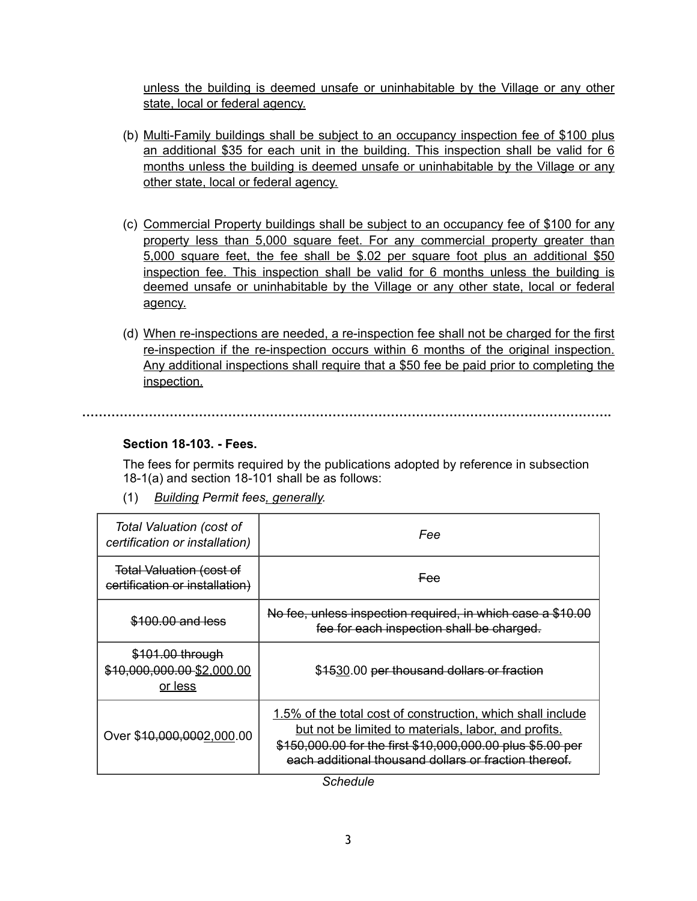unless the building is deemed unsafe or uninhabitable by the Village or any other state, local or federal agency.

(b) Multi-Family buildings shall be subject to an occupancy inspection fee of $100 plus an additional $35 for each unit in the building. This inspection shall be valid for 6 months unless the building is deemed unsafe or uninhabitable by the Village or any other state, local or federal agency.

(c) Commercial Property buildings shall be subject to an occupancy fee of $100 for any property less than 5,000 square feet. For any commercial property greater than 5,000 square feet, the fee shall be $.02 per square foot plus an additional $50 inspection fee. This inspection shall be valid for 6 months unless the building is deemed unsafe or uninhabitable by the Village or any other state, local or federal agency.

(d) When re-inspections are needed, a re-inspection fee shall not be charged for the first re-inspection if the re-inspection occurs within 6 months of the original inspection. Any additional inspections shall require that a $50 fee be paid prior to completing the inspection.

……………………………………………………………………………………………………………

**Section 18-103. - Fees.**

The fees for permits required by the publications adopted by reference in subsection 18-1(a) and section 18-101 shall be as follows:

(1) *Building Permit fees, generally.*

| *Total Valuation (cost of certification or installation)* | *Fee* |
|---|---|
| ~~Total Valuation (cost of certification or installation)~~ | ~~Fee~~ |
| ~~$100.00 and less~~ | ~~No fee, unless inspection required, in which case a $10.00 fee for each inspection shall be charged.~~ |
| ~~$101.00 through $10,000,000.00~~ $2,000.00 or less | $~~15~~30.00 ~~per thousand dollars or fraction~~ |
| Over $~~10,000,000~~2,000.00 | 1.5% of the total cost of construction, which shall include but not be limited to materials, labor, and profits. ~~$150,000.00 for the first $10,000,000.00 plus $5.00 per each additional thousand dollars or fraction thereof.~~ |

*Schedule*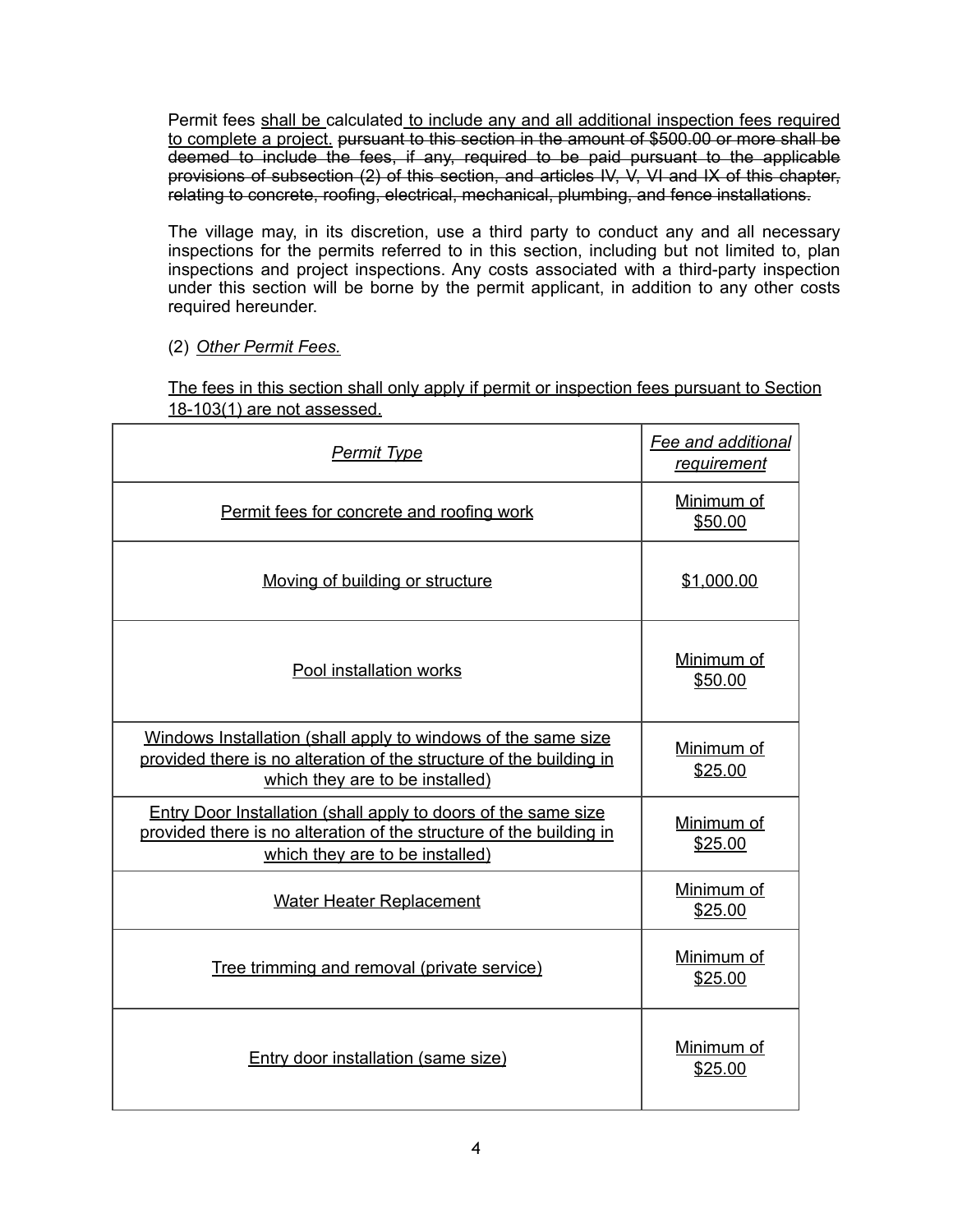Permit fees <u>shall be</u> calculated <u>to include any and all additional inspection fees required to complete a project.</u> ~~pursuant to this section in the amount of $500.00 or more shall be deemed to include the fees, if any, required to be paid pursuant to the applicable provisions of subsection (2) of this section, and articles IV, V, VI and IX of this chapter, relating to concrete, roofing, electrical, mechanical, plumbing, and fence installations.~~

The village may, in its discretion, use a third party to conduct any and all necessary inspections for the permits referred to in this section, including but not limited to, plan inspections and project inspections. Any costs associated with a third-party inspection under this section will be borne by the permit applicant, in addition to any other costs required hereunder.

(2) *Other Permit Fees.*

<u>The fees in this section shall only apply if permit or inspection fees pursuant to Section 18-103(1) are not assessed.</u>

| <u>*Permit Type*</u> | <u>*Fee and additional requirement*</u> |
|---|---|
| <u>Permit fees for concrete and roofing work</u> | <u>Minimum of $50.00</u> |
| <u>Moving of building or structure</u> | <u>$1,000.00</u> |
| <u>Pool installation works</u> | <u>Minimum of $50.00</u> |
| <u>Windows Installation (shall apply to windows of the same size provided there is no alteration of the structure of the building in which they are to be installed)</u> | <u>Minimum of $25.00</u> |
| <u>Entry Door Installation (shall apply to doors of the same size provided there is no alteration of the structure of the building in which they are to be installed)</u> | <u>Minimum of $25.00</u> |
| <u>Water Heater Replacement</u> | <u>Minimum of $25.00</u> |
| <u>Tree trimming and removal (private service)</u> | <u>Minimum of $25.00</u> |
| <u>Entry door installation (same size)</u> | <u>Minimum of $25.00</u> |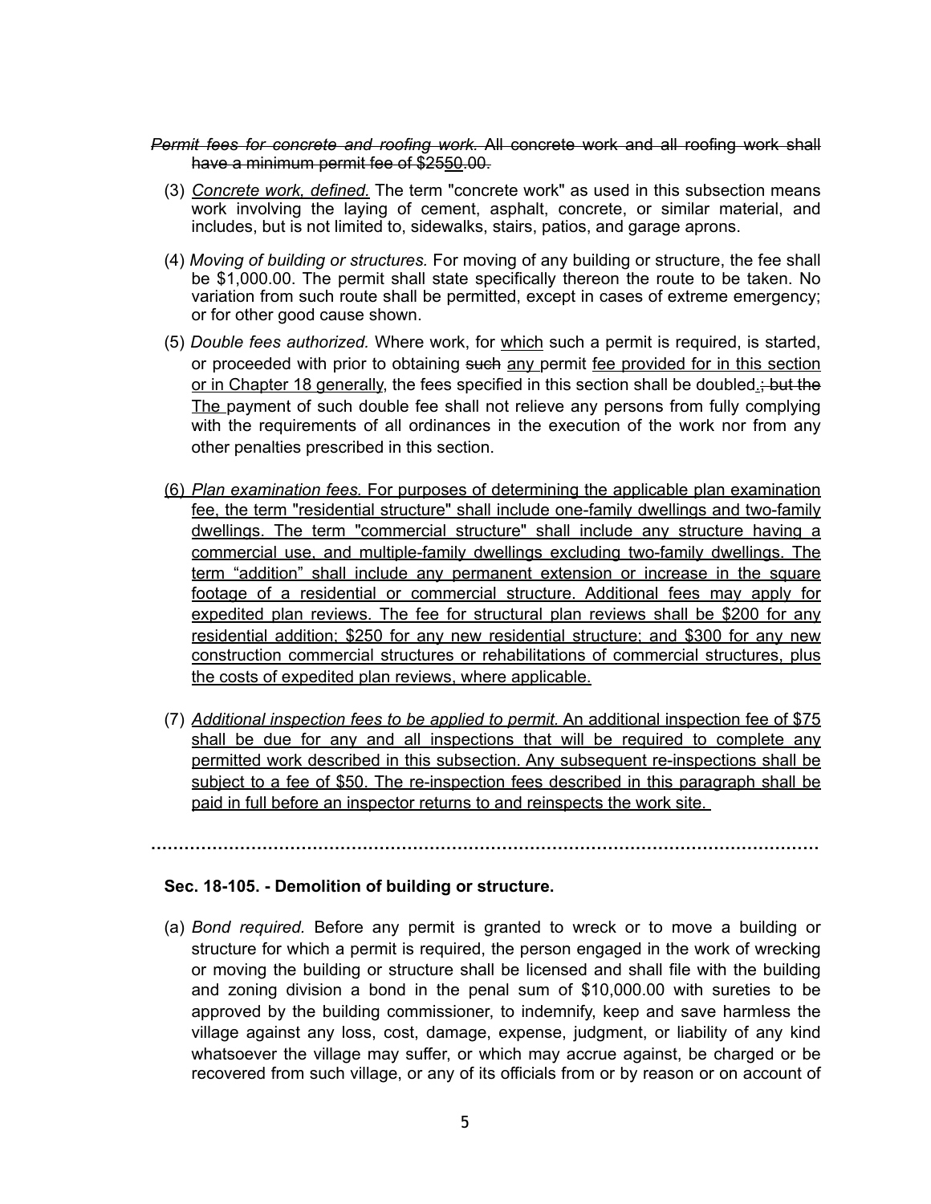~~*Permit fees for concrete and roofing work.* All concrete work and all roofing work shall have a minimum permit fee of $25~~<u>50</u>~~.00.~~

(3) <u>*Concrete work, defined.*</u> The term "concrete work" as used in this subsection means work involving the laying of cement, asphalt, concrete, or similar material, and includes, but is not limited to, sidewalks, stairs, patios, and garage aprons.

(4) *Moving of building or structures.* For moving of any building or structure, the fee shall be $1,000.00. The permit shall state specifically thereon the route to be taken. No variation from such route shall be permitted, except in cases of extreme emergency; or for other good cause shown.

(5) *Double fees authorized.* Where work, for <u>which</u> such a permit is required, is started, or proceeded with prior to obtaining ~~such~~ <u>any</u> permit <u>fee provided for in this section or in Chapter 18 generally</u>, the fees specified in this section shall be doubled<u>.</u>~~; but the~~ <u>The</u> payment of such double fee shall not relieve any persons from fully complying with the requirements of all ordinances in the execution of the work nor from any other penalties prescribed in this section.

<u>(6) *Plan examination fees.* For purposes of determining the applicable plan examination fee, the term "residential structure" shall include one-family dwellings and two-family dwellings. The term "commercial structure" shall include any structure having a commercial use, and multiple-family dwellings excluding two-family dwellings. The term "addition" shall include any permanent extension or increase in the square footage of a residential or commercial structure. Additional fees may apply for expedited plan reviews. The fee for structural plan reviews shall be $200 for any residential addition; $250 for any new residential structure; and $300 for any new construction commercial structures or rehabilitations of commercial structures, plus the costs of expedited plan reviews, where applicable.</u>

(7) <u>*Additional inspection fees to be applied to permit.* An additional inspection fee of $75 shall be due for any and all inspections that will be required to complete any permitted work described in this subsection. Any subsequent re-inspections shall be subject to a fee of $50. The re-inspection fees described in this paragraph shall be paid in full before an inspector returns to and reinspects the work site.</u>

.....................................................................................................................

**Sec. 18-105. - Demolition of building or structure.**

(a) *Bond required.* Before any permit is granted to wreck or to move a building or structure for which a permit is required, the person engaged in the work of wrecking or moving the building or structure shall be licensed and shall file with the building and zoning division a bond in the penal sum of $10,000.00 with sureties to be approved by the building commissioner, to indemnify, keep and save harmless the village against any loss, cost, damage, expense, judgment, or liability of any kind whatsoever the village may suffer, or which may accrue against, be charged or be recovered from such village, or any of its officials from or by reason or on account of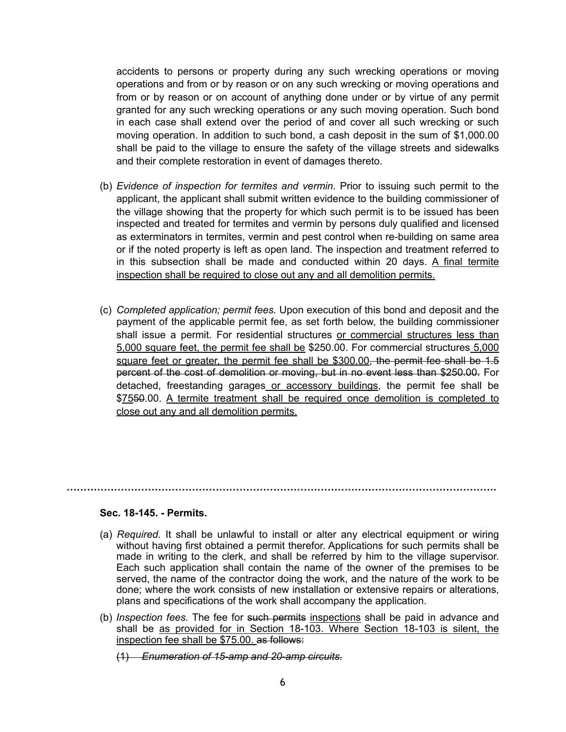accidents to persons or property during any such wrecking operations or moving operations and from or by reason or on any such wrecking or moving operations and from or by reason or on account of anything done under or by virtue of any permit granted for any such wrecking operations or any such moving operation. Such bond in each case shall extend over the period of and cover all such wrecking or such moving operation. In addition to such bond, a cash deposit in the sum of $1,000.00 shall be paid to the village to ensure the safety of the village streets and sidewalks and their complete restoration in event of damages thereto.

(b) *Evidence of inspection for termites and vermin.* Prior to issuing such permit to the applicant, the applicant shall submit written evidence to the building commissioner of the village showing that the property for which such permit is to be issued has been inspected and treated for termites and vermin by persons duly qualified and licensed as exterminators in termites, vermin and pest control when re-building on same area or if the noted property is left as open land. The inspection and treatment referred to in this subsection shall be made and conducted within 20 days. <u>A final termite inspection shall be required to close out any and all demolition permits.</u>

(c) *Completed application; permit fees.* Upon execution of this bond and deposit and the payment of the applicable permit fee, as set forth below, the building commissioner shall issue a permit. For residential structures <u>or commercial structures less than 5,000 square feet, the permit fee shall be</u> $250.00. For commercial structures<u> 5,000 square feet or greater, the permit fee shall be $300.00</u>~~, the permit fee shall be 1.5 percent of the cost of demolition or moving, but in no event less than $250.00.~~ For detached, freestanding garages<u> or accessory buildings</u>, the permit fee shall be $<u>75</u>~~50~~.00. <u>A termite treatment shall be required once demolition is completed to close out any and all demolition permits.</u>

---

**Sec. 18-145. - Permits.**

(a) *Required.* It shall be unlawful to install or alter any electrical equipment or wiring without having first obtained a permit therefor. Applications for such permits shall be made in writing to the clerk, and shall be referred by him to the village supervisor. Each such application shall contain the name of the owner of the premises to be served, the name of the contractor doing the work, and the nature of the work to be done; where the work consists of new installation or extensive repairs or alterations, plans and specifications of the work shall accompany the application.

(b) *Inspection fees.* The fee for ~~such permits~~ <u>inspections</u> shall be paid in advance and shall be <u>as provided for in Section 18-103. Where Section 18-103 is silent, the inspection fee shall be $75.00.</u> ~~as follows:~~

~~(1) *Enumeration of 15-amp and 20-amp circuits.*~~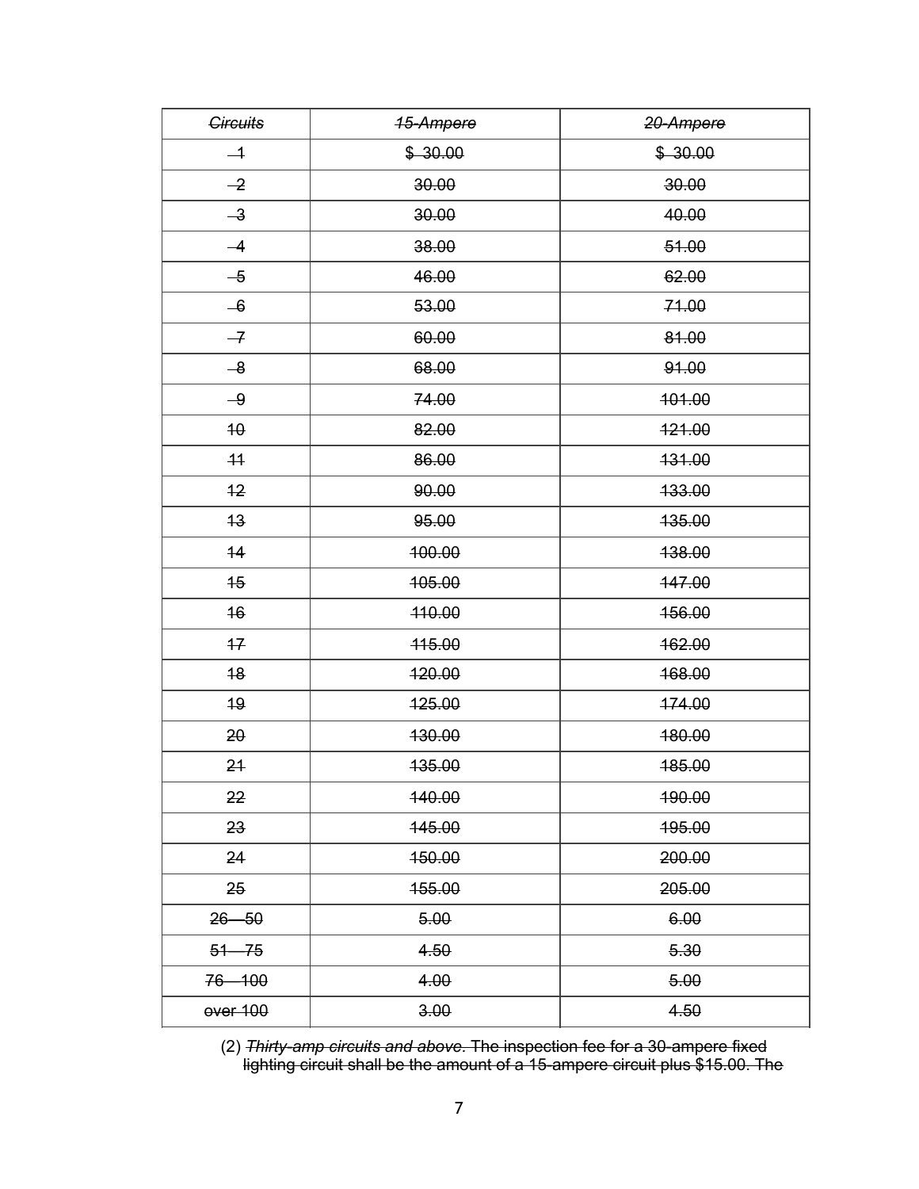| ~~*Circuits*~~ | ~~*15-Ampere*~~ | ~~*20-Ampere*~~ |
|---|---|---|
| ~~1~~ | ~~$ 30.00~~ | ~~$ 30.00~~ |
| ~~2~~ | ~~30.00~~ | ~~30.00~~ |
| ~~3~~ | ~~30.00~~ | ~~40.00~~ |
| ~~4~~ | ~~38.00~~ | ~~51.00~~ |
| ~~5~~ | ~~46.00~~ | ~~62.00~~ |
| ~~6~~ | ~~53.00~~ | ~~71.00~~ |
| ~~7~~ | ~~60.00~~ | ~~81.00~~ |
| ~~8~~ | ~~68.00~~ | ~~91.00~~ |
| ~~9~~ | ~~74.00~~ | ~~101.00~~ |
| ~~10~~ | ~~82.00~~ | ~~121.00~~ |
| ~~11~~ | ~~86.00~~ | ~~131.00~~ |
| ~~12~~ | ~~90.00~~ | ~~133.00~~ |
| ~~13~~ | ~~95.00~~ | ~~135.00~~ |
| ~~14~~ | ~~100.00~~ | ~~138.00~~ |
| ~~15~~ | ~~105.00~~ | ~~147.00~~ |
| ~~16~~ | ~~110.00~~ | ~~156.00~~ |
| ~~17~~ | ~~115.00~~ | ~~162.00~~ |
| ~~18~~ | ~~120.00~~ | ~~168.00~~ |
| ~~19~~ | ~~125.00~~ | ~~174.00~~ |
| ~~20~~ | ~~130.00~~ | ~~180.00~~ |
| ~~21~~ | ~~135.00~~ | ~~185.00~~ |
| ~~22~~ | ~~140.00~~ | ~~190.00~~ |
| ~~23~~ | ~~145.00~~ | ~~195.00~~ |
| ~~24~~ | ~~150.00~~ | ~~200.00~~ |
| ~~25~~ | ~~155.00~~ | ~~205.00~~ |
| ~~26—50~~ | ~~5.00~~ | ~~6.00~~ |
| ~~51—75~~ | ~~4.50~~ | ~~5.30~~ |
| ~~76—100~~ | ~~4.00~~ | ~~5.00~~ |
| ~~over 100~~ | ~~3.00~~ | ~~4.50~~ |

(2) ~~*Thirty-amp circuits and above*. The inspection fee for a 30-ampere fixed lighting circuit shall be the amount of a 15-ampere circuit plus $15.00. The~~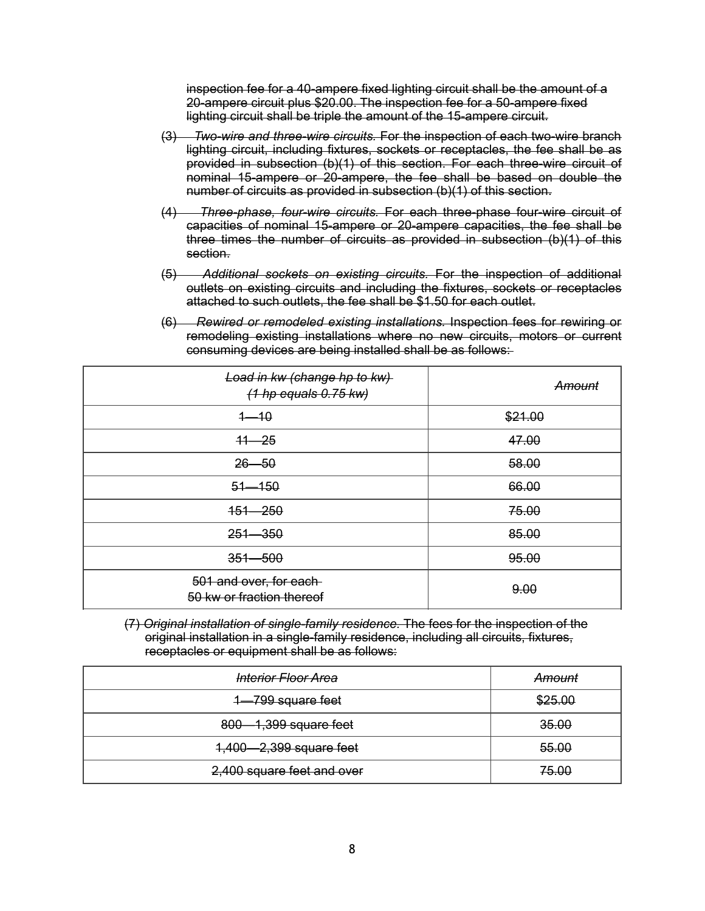~~inspection fee for a 40-ampere fixed lighting circuit shall be the amount of a 20-ampere circuit plus $20.00. The inspection fee for a 50-ampere fixed lighting circuit shall be triple the amount of the 15-ampere circuit.~~

~~(3) *Two-wire and three-wire circuits.* For the inspection of each two-wire branch lighting circuit, including fixtures, sockets or receptacles, the fee shall be as provided in subsection (b)(1) of this section. For each three-wire circuit of nominal 15-ampere or 20-ampere, the fee shall be based on double the number of circuits as provided in subsection (b)(1) of this section.~~

~~(4) *Three-phase, four-wire circuits.* For each three-phase four-wire circuit of capacities of nominal 15-ampere or 20-ampere capacities, the fee shall be three times the number of circuits as provided in subsection (b)(1) of this section.~~

~~(5) *Additional sockets on existing circuits.* For the inspection of additional outlets on existing circuits and including the fixtures, sockets or receptacles attached to such outlets, the fee shall be $1.50 for each outlet.~~

~~(6) *Rewired or remodeled existing installations.* Inspection fees for rewiring or remodeling existing installations where no new circuits, motors or current consuming devices are being installed shall be as follows:~~

| ~~*Load in kw (change hp to kw) (1 hp equals 0.75 kw)*~~ | ~~*Amount*~~ |
|---|---|
| ~~1—10~~ | ~~$21.00~~ |
| ~~11—25~~ | ~~47.00~~ |
| ~~26—50~~ | ~~58.00~~ |
| ~~51—150~~ | ~~66.00~~ |
| ~~151—250~~ | ~~75.00~~ |
| ~~251—350~~ | ~~85.00~~ |
| ~~351—500~~ | ~~95.00~~ |
| ~~501 and over, for each 50 kw or fraction thereof~~ | ~~9.00~~ |

~~(7) *Original installation of single-family residence.* The fees for the inspection of the original installation in a single-family residence, including all circuits, fixtures, receptacles or equipment shall be as follows:~~

| ~~*Interior Floor Area*~~ | ~~*Amount*~~ |
|---|---|
| ~~1—799 square feet~~ | ~~$25.00~~ |
| ~~800—1,399 square feet~~ | ~~35.00~~ |
| ~~1,400—2,399 square feet~~ | ~~55.00~~ |
| ~~2,400 square feet and over~~ | ~~75.00~~ |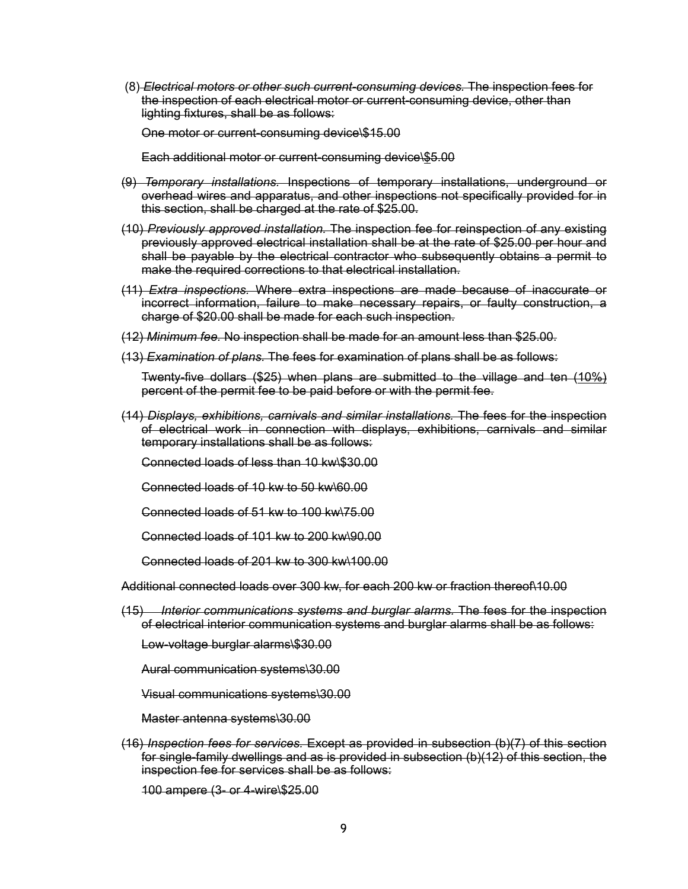~~(8) *Electrical motors or other such current-consuming devices.* The inspection fees for the inspection of each electrical motor or current-consuming device, other than lighting fixtures, shall be as follows:~~

~~One motor or current-consuming device\$15.00~~

~~Each additional motor or current-consuming device\$5.00~~

~~(9) *Temporary installations.* Inspections of temporary installations, underground or overhead wires and apparatus, and other inspections not specifically provided for in this section, shall be charged at the rate of $25.00.~~

~~(10) *Previously approved installation.* The inspection fee for reinspection of any existing previously approved electrical installation shall be at the rate of $25.00 per hour and shall be payable by the electrical contractor who subsequently obtains a permit to make the required corrections to that electrical installation.~~

~~(11) *Extra inspections.* Where extra inspections are made because of inaccurate or incorrect information, failure to make necessary repairs, or faulty construction, a charge of $20.00 shall be made for each such inspection.~~

~~(12) *Minimum fee.* No inspection shall be made for an amount less than $25.00.~~

~~(13) *Examination of plans.* The fees for examination of plans shall be as follows:~~

~~Twenty-five dollars ($25) when plans are submitted to the village and ten (10%) percent of the permit fee to be paid before or with the permit fee.~~

~~(14) *Displays, exhibitions, carnivals and similar installations.* The fees for the inspection of electrical work in connection with displays, exhibitions, carnivals and similar temporary installations shall be as follows:~~

~~Connected loads of less than 10 kw\$30.00~~

~~Connected loads of 10 kw to 50 kw\60.00~~

~~Connected loads of 51 kw to 100 kw\75.00~~

~~Connected loads of 101 kw to 200 kw\90.00~~

~~Connected loads of 201 kw to 300 kw\100.00~~

~~Additional connected loads over 300 kw, for each 200 kw or fraction thereof\10.00~~

~~(15) *Interior communications systems and burglar alarms.* The fees for the inspection of electrical interior communication systems and burglar alarms shall be as follows:~~

~~Low-voltage burglar alarms\$30.00~~

~~Aural communication systems\30.00~~

~~Visual communications systems\30.00~~

~~Master antenna systems\30.00~~

~~(16) *Inspection fees for services.* Except as provided in subsection (b)(7) of this section for single-family dwellings and as is provided in subsection (b)(12) of this section, the inspection fee for services shall be as follows:~~

~~100 ampere (3- or 4-wire\$25.00~~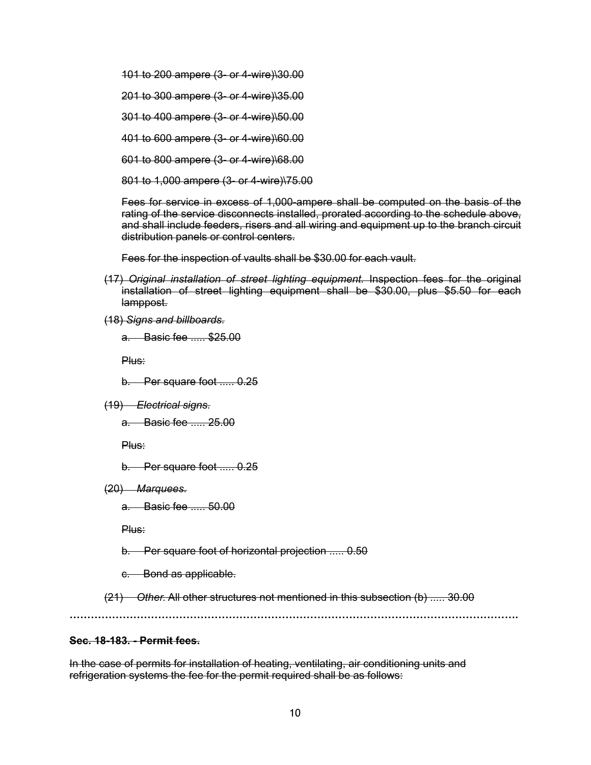~~101 to 200 ampere (3- or 4-wire)\30.00~~

~~201 to 300 ampere (3- or 4-wire)\35.00~~

~~301 to 400 ampere (3- or 4-wire)\50.00~~

~~401 to 600 ampere (3- or 4-wire)\60.00~~

~~601 to 800 ampere (3- or 4-wire)\68.00~~

~~801 to 1,000 ampere (3- or 4-wire)\75.00~~

~~Fees for service in excess of 1,000-ampere shall be computed on the basis of the rating of the service disconnects installed, prorated according to the schedule above, and shall include feeders, risers and all wiring and equipment up to the branch circuit distribution panels or control centers.~~

~~Fees for the inspection of vaults shall be $30.00 for each vault.~~

~~(17) *Original installation of street lighting equipment.* Inspection fees for the original installation of street lighting equipment shall be $30.00, plus $5.50 for each lamppost.~~

~~(18) *Signs and billboards.*~~

~~a. Basic fee ..... $25.00~~

~~Plus:~~

~~b. Per square foot ..... 0.25~~

~~(19) *Electrical signs.*~~

~~a. Basic fee ..... 25.00~~

~~Plus:~~

~~b. Per square foot ..... 0.25~~

~~(20) *Marquees.*~~

~~a. Basic fee ..... 50.00~~

~~Plus:~~

~~b. Per square foot of horizontal projection ..... 0.50~~

~~c. Bond as applicable.~~

~~(21) *Other.* All other structures not mentioned in this subsection (b) ..... 30.00~~

…………………………………………………………………………………………………………………

**~~Sec. 18-183. - Permit fees.~~**

~~In the case of permits for installation of heating, ventilating, air conditioning units and refrigeration systems the fee for the permit required shall be as follows:~~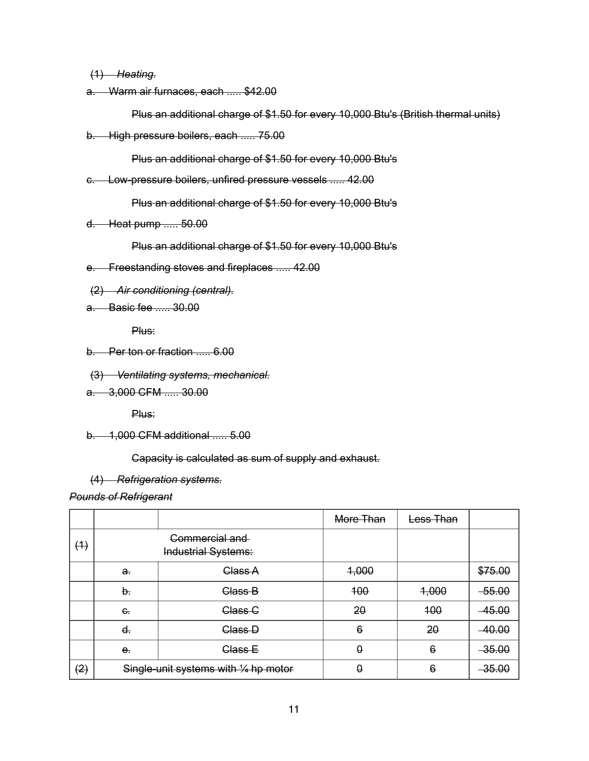~~(1) *Heating.*~~

~~a. Warm air furnaces, each ..... $42.00~~

~~Plus an additional charge of $1.50 for every 10,000 Btu's (British thermal units)~~

~~b. High pressure boilers, each ..... 75.00~~

~~Plus an additional charge of $1.50 for every 10,000 Btu's~~

~~c. Low-pressure boilers, unfired pressure vessels ..... 42.00~~

~~Plus an additional charge of $1.50 for every 10,000 Btu's~~

~~d. Heat pump ..... 50.00~~

~~Plus an additional charge of $1.50 for every 10,000 Btu's~~

~~e. Freestanding stoves and fireplaces ..... 42.00~~

~~(2) *Air conditioning (central).*~~

~~a. Basic fee ..... 30.00~~

~~Plus:~~

~~b. Per ton or fraction ..... 6.00~~

~~(3) *Ventilating systems, mechanical.*~~

~~a. 3,000 CFM ..... 30.00~~

~~Plus:~~

~~b. 1,000 CFM additional ..... 5.00~~

~~Capacity is calculated as sum of supply and exhaust.~~

~~(4) *Refrigeration systems.*~~

~~*Pounds of Refrigerant*~~

| | | | ~~More Than~~ | ~~Less Than~~ | |
|---|---|---|---|---|---|
| ~~(1)~~ | ~~Commercial and Industrial Systems:~~ | | | | |
| | ~~a.~~ | ~~Class A~~ | ~~1,000~~ | | ~~$75.00~~ |
| | ~~b.~~ | ~~Class B~~ | ~~100~~ | ~~1,000~~ | ~~55.00~~ |
| | ~~c.~~ | ~~Class C~~ | ~~20~~ | ~~100~~ | ~~45.00~~ |
| | ~~d.~~ | ~~Class D~~ | ~~6~~ | ~~20~~ | ~~40.00~~ |
| | ~~e.~~ | ~~Class E~~ | ~~0~~ | ~~6~~ | ~~35.00~~ |
| ~~(2)~~ | ~~Single-unit systems with ¼ hp motor~~ | | ~~0~~ | ~~6~~ | ~~35.00~~ |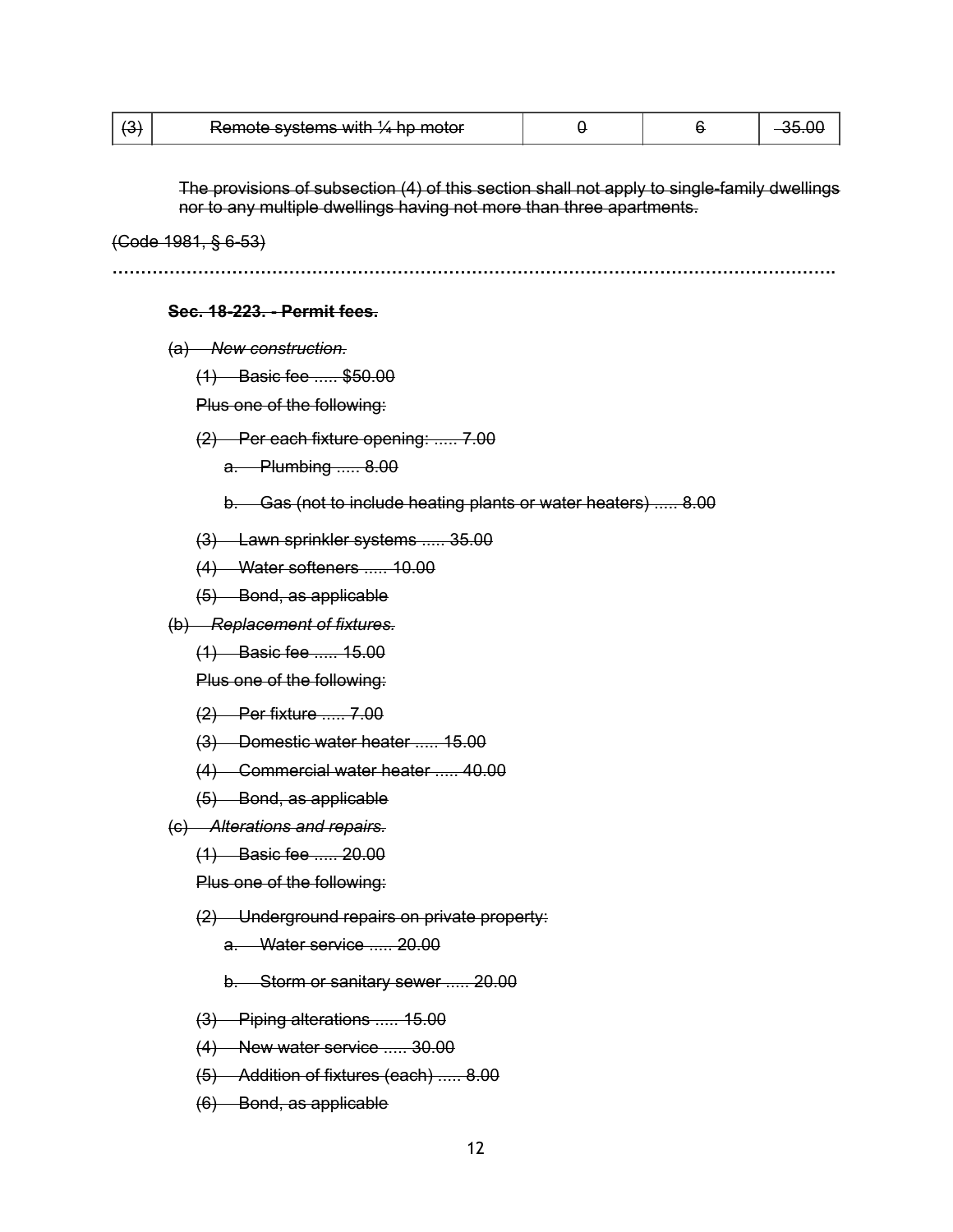| ~~(3)~~ | ~~Remote systems with ¼ hp motor~~ | ~~0~~ | ~~6~~ | ~~35.00~~ |
|---|---|---|---|---|

~~The provisions of subsection (4) of this section shall not apply to single-family dwellings nor to any multiple dwellings having not more than three apartments.~~

~~(Code 1981, § 6-53)~~

……………………………………………………………………………………………………………

~~**Sec. 18-223. - Permit fees.**~~

~~(a) *New construction.*~~

~~(1) Basic fee ..... $50.00~~

~~Plus one of the following:~~

~~(2) Per each fixture opening: ..... 7.00~~

~~a. Plumbing ..... 8.00~~

~~b. Gas (not to include heating plants or water heaters) ..... 8.00~~

~~(3) Lawn sprinkler systems ..... 35.00~~

~~(4) Water softeners ..... 10.00~~

~~(5) Bond, as applicable~~

~~(b) *Replacement of fixtures.*~~

~~(1) Basic fee ..... 15.00~~

~~Plus one of the following:~~

~~(2) Per fixture ..... 7.00~~

~~(3) Domestic water heater ..... 15.00~~

~~(4) Commercial water heater ..... 40.00~~

~~(5) Bond, as applicable~~

~~(c) *Alterations and repairs.*~~

~~(1) Basic fee ..... 20.00~~

~~Plus one of the following:~~

~~(2) Underground repairs on private property:~~

~~a. Water service ..... 20.00~~

~~b. Storm or sanitary sewer ..... 20.00~~

~~(3) Piping alterations ..... 15.00~~

~~(4) New water service ..... 30.00~~

~~(5) Addition of fixtures (each) ..... 8.00~~

~~(6) Bond, as applicable~~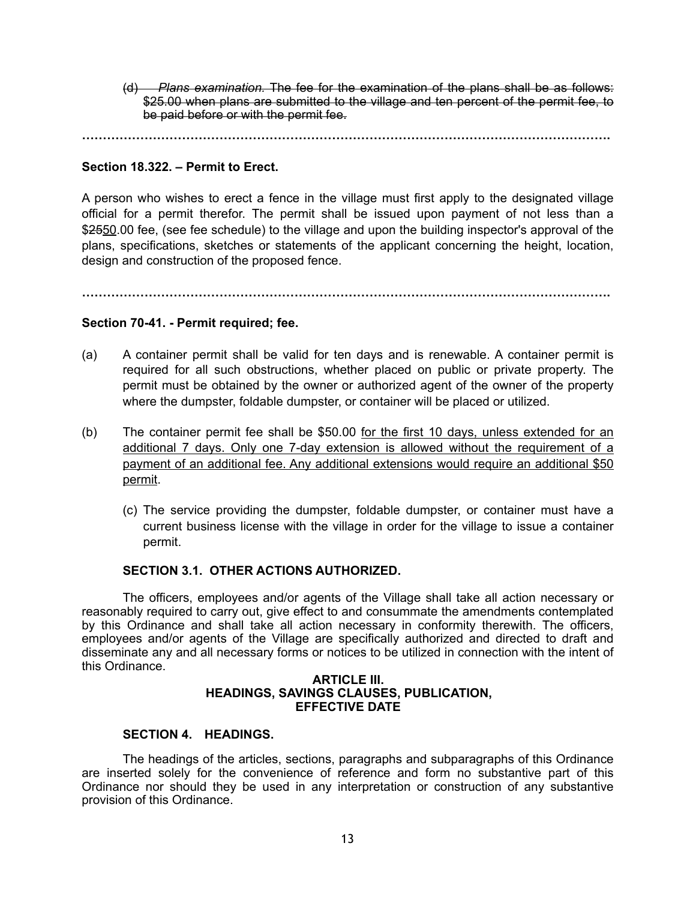~~(d) *Plans examination.* The fee for the examination of the plans shall be as follows: $25.00 when plans are submitted to the village and ten percent of the permit fee, to be paid before or with the permit fee.~~

…………………………………………………………………………………………………………….

**Section 18.322. – Permit to Erect.**

A person who wishes to erect a fence in the village must first apply to the designated village official for a permit therefor. The permit shall be issued upon payment of not less than a $~~25~~<u>50</u>.00 fee, (see fee schedule) to the village and upon the building inspector's approval of the plans, specifications, sketches or statements of the applicant concerning the height, location, design and construction of the proposed fence.

…………………………………………………………………………………………………………….

**Section 70-41. - Permit required; fee.**

(a) A container permit shall be valid for ten days and is renewable. A container permit is required for all such obstructions, whether placed on public or private property. The permit must be obtained by the owner or authorized agent of the owner of the property where the dumpster, foldable dumpster, or container will be placed or utilized.

(b) The container permit fee shall be $50.00 <u>for the first 10 days, unless extended for an additional 7 days. Only one 7-day extension is allowed without the requirement of a payment of an additional fee. Any additional extensions would require an additional $50 permit</u>.

(c) The service providing the dumpster, foldable dumpster, or container must have a current business license with the village in order for the village to issue a container permit.

**SECTION 3.1. OTHER ACTIONS AUTHORIZED.**

The officers, employees and/or agents of the Village shall take all action necessary or reasonably required to carry out, give effect to and consummate the amendments contemplated by this Ordinance and shall take all action necessary in conformity therewith. The officers, employees and/or agents of the Village are specifically authorized and directed to draft and disseminate any and all necessary forms or notices to be utilized in connection with the intent of this Ordinance.

**ARTICLE III.**
**HEADINGS, SAVINGS CLAUSES, PUBLICATION, EFFECTIVE DATE**

**SECTION 4. HEADINGS.**

The headings of the articles, sections, paragraphs and subparagraphs of this Ordinance are inserted solely for the convenience of reference and form no substantive part of this Ordinance nor should they be used in any interpretation or construction of any substantive provision of this Ordinance.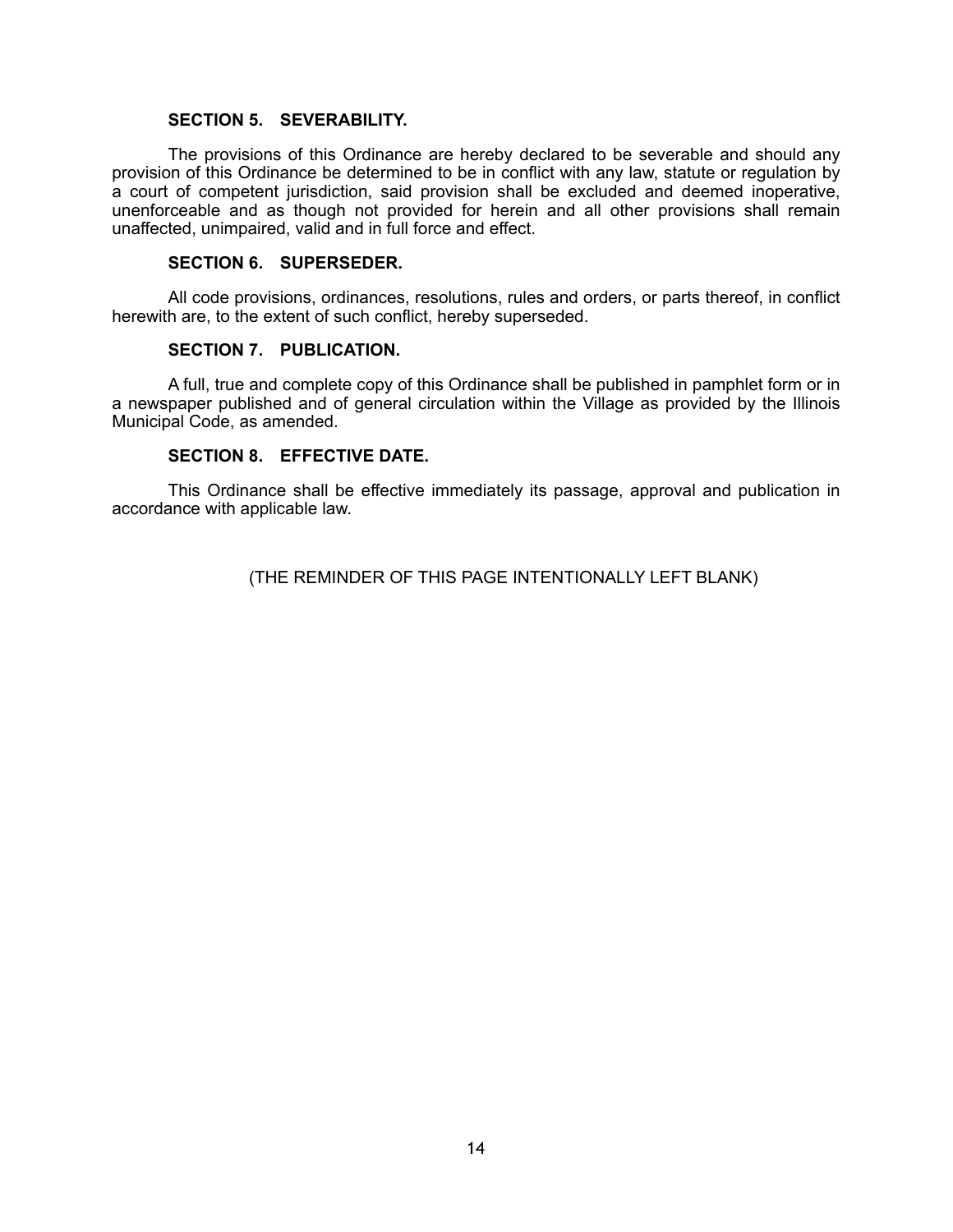**SECTION 5. SEVERABILITY.**

The provisions of this Ordinance are hereby declared to be severable and should any provision of this Ordinance be determined to be in conflict with any law, statute or regulation by a court of competent jurisdiction, said provision shall be excluded and deemed inoperative, unenforceable and as though not provided for herein and all other provisions shall remain unaffected, unimpaired, valid and in full force and effect.

**SECTION 6. SUPERSEDER.**

All code provisions, ordinances, resolutions, rules and orders, or parts thereof, in conflict herewith are, to the extent of such conflict, hereby superseded.

**SECTION 7. PUBLICATION.**

A full, true and complete copy of this Ordinance shall be published in pamphlet form or in a newspaper published and of general circulation within the Village as provided by the Illinois Municipal Code, as amended.

**SECTION 8. EFFECTIVE DATE.**

This Ordinance shall be effective immediately its passage, approval and publication in accordance with applicable law.

(THE REMINDER OF THIS PAGE INTENTIONALLY LEFT BLANK)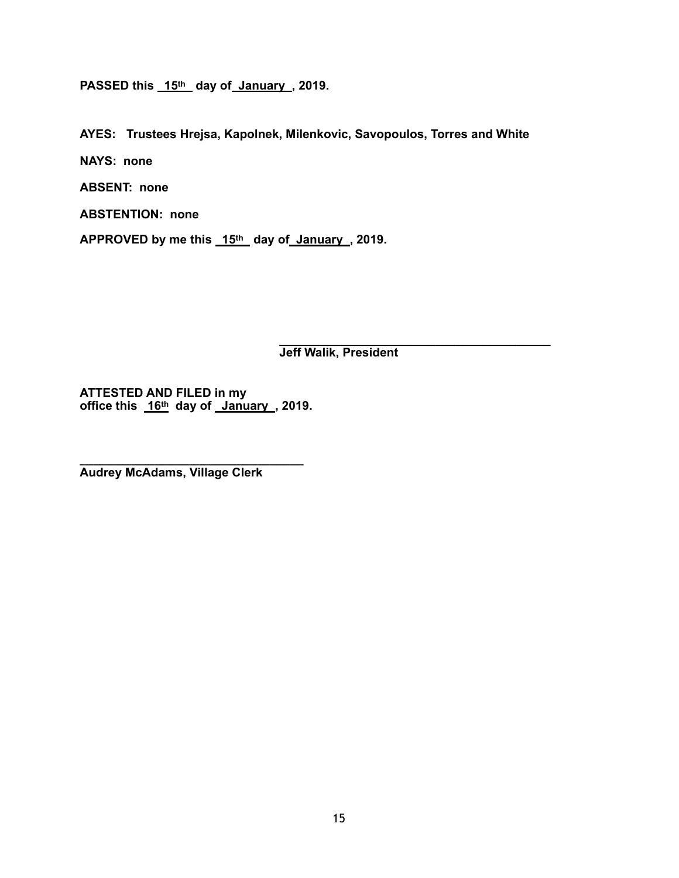**PASSED this 15th day of January, 2019.**

**AYES: Trustees Hrejsa, Kapolnek, Milenkovic, Savopoulos, Torres and White**

**NAYS: none**

**ABSENT: none**

**ABSTENTION: none**

**APPROVED by me this 15th day of January, 2019.**

\_\_\_\_\_\_\_\_\_\_\_\_\_\_\_\_\_\_\_\_\_\_\_\_\_\_\_\_\_\_\_\_\_\_\_\_\_\_\_\_\_\_
**Jeff Walik, President**

**ATTESTED AND FILED in my office this 16th day of January, 2019.**

\_\_\_\_\_\_\_\_\_\_\_\_\_\_\_\_\_\_\_\_\_\_\_\_\_\_\_\_\_\_\_\_\_\_
**Audrey McAdams, Village Clerk**